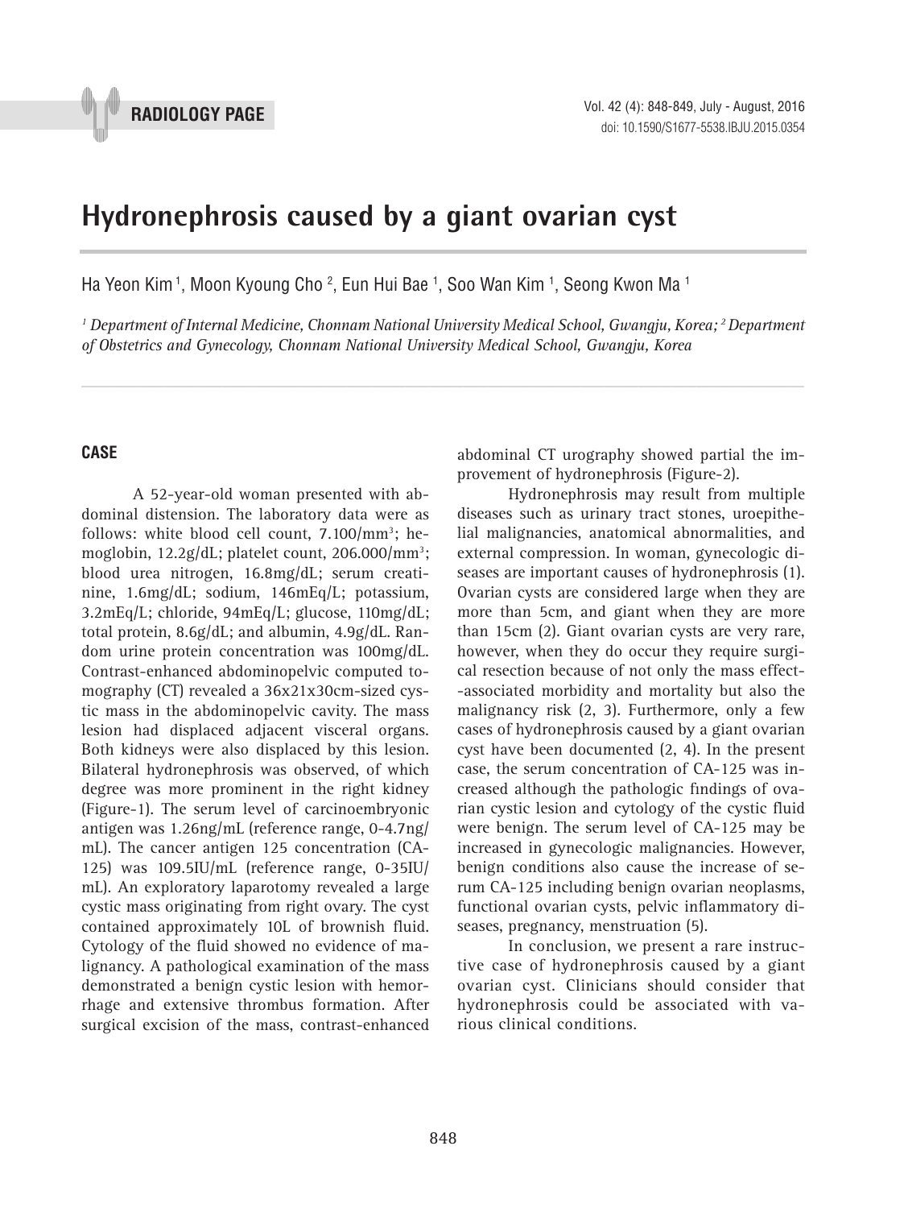RADIOLOGY PAGE

# Hydronephrosis caused by a giant ovarian cyst

Ha Yeon Kim [1], Moon Kyoung Cho [2], Eun Hui Bae [1], Soo Wan Kim [1], Seong Kwon Ma [1]

*[1] Department of Internal Medicine, Chonnam National University Medical School, Gwangju, Korea; [2] Department of Obstetrics and Gynecology, Chonnam National University Medical School, Gwangju, Korea*

## CASE

A 52-year-old woman presented with abdominal distension. The laboratory data were as follows: white blood cell count, 7.100/mm$^3$; hemoglobin, 12.2g/dL; platelet count, 206.000/mm$^3$; blood urea nitrogen, 16.8mg/dL; serum creatinine, 1.6mg/dL; sodium, 146mEq/L; potassium, 3.2mEq/L; chloride, 94mEq/L; glucose, 110mg/dL; total protein, 8.6g/dL; and albumin, 4.9g/dL. Random urine protein concentration was 100mg/dL. Contrast-enhanced abdominopelvic computed tomography (CT) revealed a 36x21x30cm-sized cystic mass in the abdominopelvic cavity. The mass lesion had displaced adjacent visceral organs. Both kidneys were also displaced by this lesion. Bilateral hydronephrosis was observed, of which degree was more prominent in the right kidney (Figure-1). The serum level of carcinoembryonic antigen was 1.26ng/mL (reference range, 0-4.7ng/mL). The cancer antigen 125 concentration (CA-125) was 109.5IU/mL (reference range, 0-35IU/mL). An exploratory laparotomy revealed a large cystic mass originating from right ovary. The cyst contained approximately 10L of brownish fluid. Cytology of the fluid showed no evidence of malignancy. A pathological examination of the mass demonstrated a benign cystic lesion with hemorrhage and extensive thrombus formation. After surgical excision of the mass, contrast-enhanced abdominal CT urography showed partial the improvement of hydronephrosis (Figure-2).

Hydronephrosis may result from multiple diseases such as urinary tract stones, uroepithelial malignancies, anatomical abnormalities, and external compression. In woman, gynecologic diseases are important causes of hydronephrosis (1). Ovarian cysts are considered large when they are more than 5cm, and giant when they are more than 15cm (2). Giant ovarian cysts are very rare, however, when they do occur they require surgical resection because of not only the mass effect--associated morbidity and mortality but also the malignancy risk (2, 3). Furthermore, only a few cases of hydronephrosis caused by a giant ovarian cyst have been documented (2, 4). In the present case, the serum concentration of CA-125 was increased although the pathologic findings of ovarian cystic lesion and cytology of the cystic fluid were benign. The serum level of CA-125 may be increased in gynecologic malignancies. However, benign conditions also cause the increase of serum CA-125 including benign ovarian neoplasms, functional ovarian cysts, pelvic inflammatory diseases, pregnancy, menstruation (5).

In conclusion, we present a rare instructive case of hydronephrosis caused by a giant ovarian cyst. Clinicians should consider that hydronephrosis could be associated with various clinical conditions.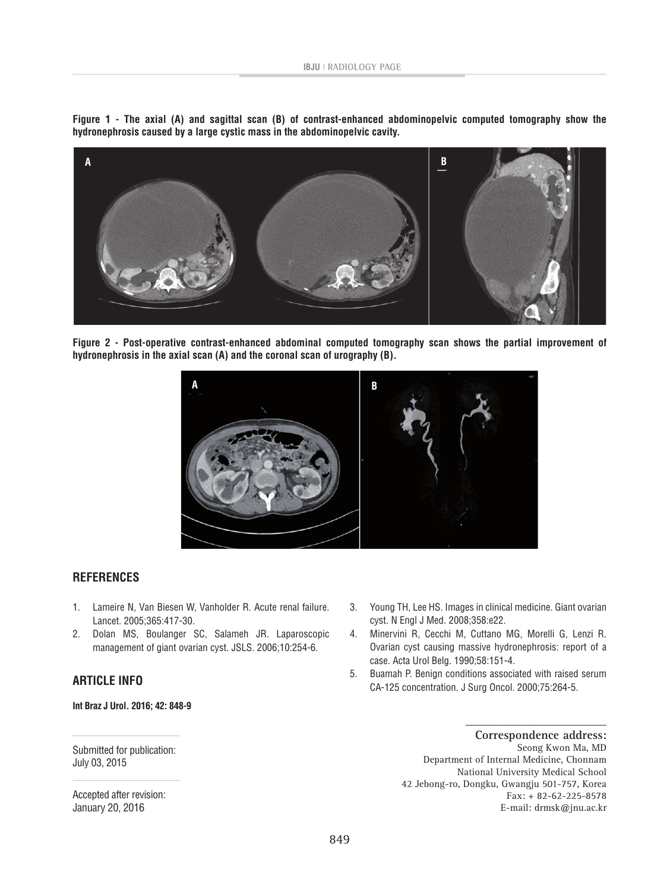**Figure 1 - The axial (A) and sagittal scan (B) of contrast-enhanced abdominopelvic computed tomography show the hydronephrosis caused by a large cystic mass in the abdominopelvic cavity.**

**Figure 2 - Post-operative contrast-enhanced abdominal computed tomography scan shows the partial improvement of hydronephrosis in the axial scan (A) and the coronal scan of urography (B).**

## REFERENCES

1. Lameire N, Van Biesen W, Vanholder R. Acute renal failure. Lancet. 2005;365:417-30.
2. Dolan MS, Boulanger SC, Salameh JR. Laparoscopic management of giant ovarian cyst. JSLS. 2006;10:254-6.
3. Young TH, Lee HS. Images in clinical medicine. Giant ovarian cyst. N Engl J Med. 2008;358:e22.
4. Minervini R, Cecchi M, Cuttano MG, Morelli G, Lenzi R. Ovarian cyst causing massive hydronephrosis: report of a case. Acta Urol Belg. 1990;58:151-4.
5. Buamah P. Benign conditions associated with raised serum CA-125 concentration. J Surg Oncol. 2000;75:264-5.

## ARTICLE INFO

**Int Braz J Urol. 2016; 42: 848-9**

Submitted for publication:
July 03, 2015

Accepted after revision:
January 20, 2016

**Correspondence address:**
Seong Kwon Ma, MD
Department of Internal Medicine, Chonnam National University Medical School
42 Jebong-ro, Dongku, Gwangju 501-757, Korea
Fax: + 82-62-225-8578
E-mail: drmsk@jnu.ac.kr